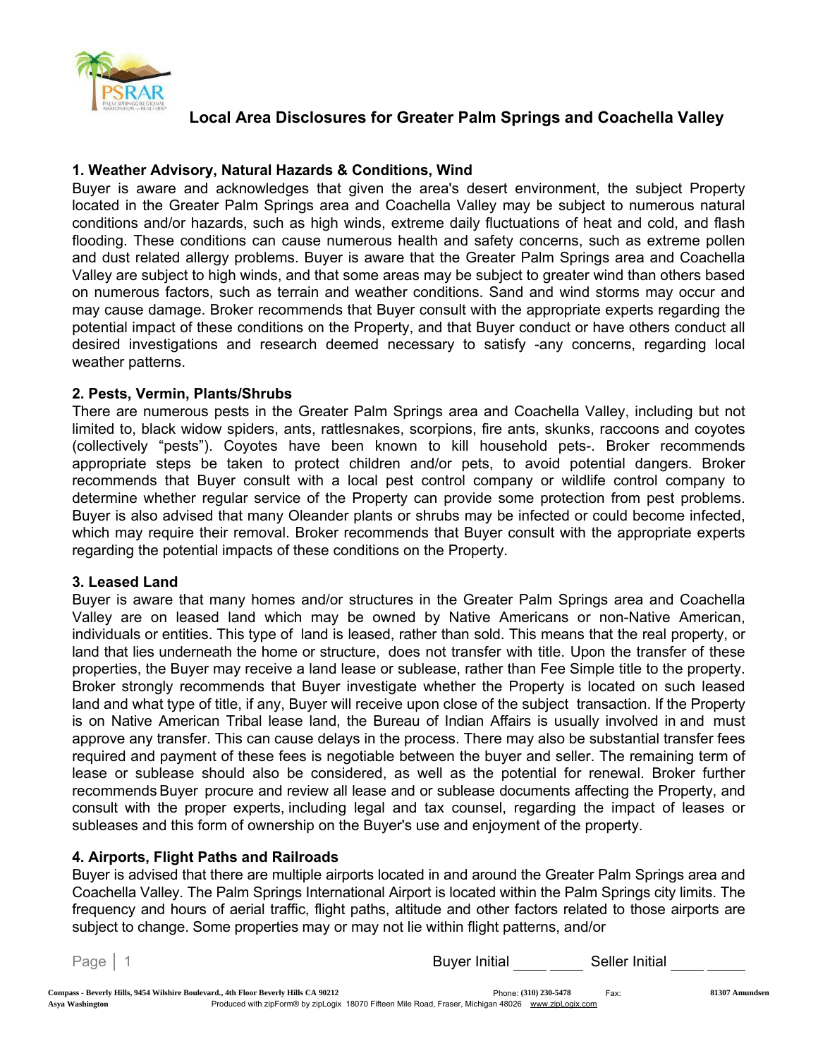# Local Area Disclosures for Greater Palm Springs and Coachella Valley

## 1. Weather Advisory, Natural Hazards & Conditions, Wind

Buyer is aware and acknowledges that given the area's desert environment, the subject Property located in the Greater Palm Springs area and Coachella Valley may be subject to numerous natural conditions and/or hazards, such as high winds, extreme daily fluctuations of heat and cold, and flash flooding. These conditions can cause numerous health and safety concerns, such as extreme pollen and dust related allergy problems. Buyer is aware that the Greater Palm Springs area and Coachella Valley are subject to high winds, and that some areas may be subject to greater wind than others based on numerous factors, such as terrain and weather conditions. Sand and wind storms may occur and may cause damage. Broker recommends that Buyer consult with the appropriate experts regarding the potential impact of these conditions on the Property, and that Buyer conduct or have others conduct all desired investigations and research deemed necessary to satisfy -any concerns, regarding local weather patterns.

## 2. Pests, Vermin, Plants/Shrubs

There are numerous pests in the Greater Palm Springs area and Coachella Valley, including but not limited to, black widow spiders, ants, rattlesnakes, scorpions, fire ants, skunks, raccoons and coyotes (collectively "pests"). Coyotes have been known to kill household pets-. Broker recommends appropriate steps be taken to protect children and/or pets, to avoid potential dangers. Broker recommends that Buyer consult with a local pest control company or wildlife control company to determine whether regular service of the Property can provide some protection from pest problems. Buyer is also advised that many Oleander plants or shrubs may be infected or could become infected, which may require their removal. Broker recommends that Buyer consult with the appropriate experts regarding the potential impacts of these conditions on the Property.

## 3. Leased Land

Buyer is aware that many homes and/or structures in the Greater Palm Springs area and Coachella Valley are on leased land which may be owned by Native Americans or non-Native American, individuals or entities. This type of land is leased, rather than sold. This means that the real property, or land that lies underneath the home or structure, does not transfer with title. Upon the transfer of these properties, the Buyer may receive a land lease or sublease, rather than Fee Simple title to the property. Broker strongly recommends that Buyer investigate whether the Property is located on such leased land and what type of title, if any, Buyer will receive upon close of the subject transaction. If the Property is on Native American Tribal lease land, the Bureau of Indian Affairs is usually involved in and must approve any transfer. This can cause delays in the process. There may also be substantial transfer fees required and payment of these fees is negotiable between the buyer and seller. The remaining term of lease or sublease should also be considered, as well as the potential for renewal. Broker further recommends Buyer procure and review all lease and or sublease documents affecting the Property, and consult with the proper experts, including legal and tax counsel, regarding the impact of leases or subleases and this form of ownership on the Buyer's use and enjoyment of the property.

## 4. Airports, Flight Paths and Railroads

Buyer is advised that there are multiple airports located in and around the Greater Palm Springs area and Coachella Valley. The Palm Springs International Airport is located within the Palm Springs city limits. The frequency and hours of aerial traffic, flight paths, altitude and other factors related to those airports are subject to change. Some properties may or may not lie within flight patterns, and/or

Buyer Initial ____ ____ Seller Initial ____ ____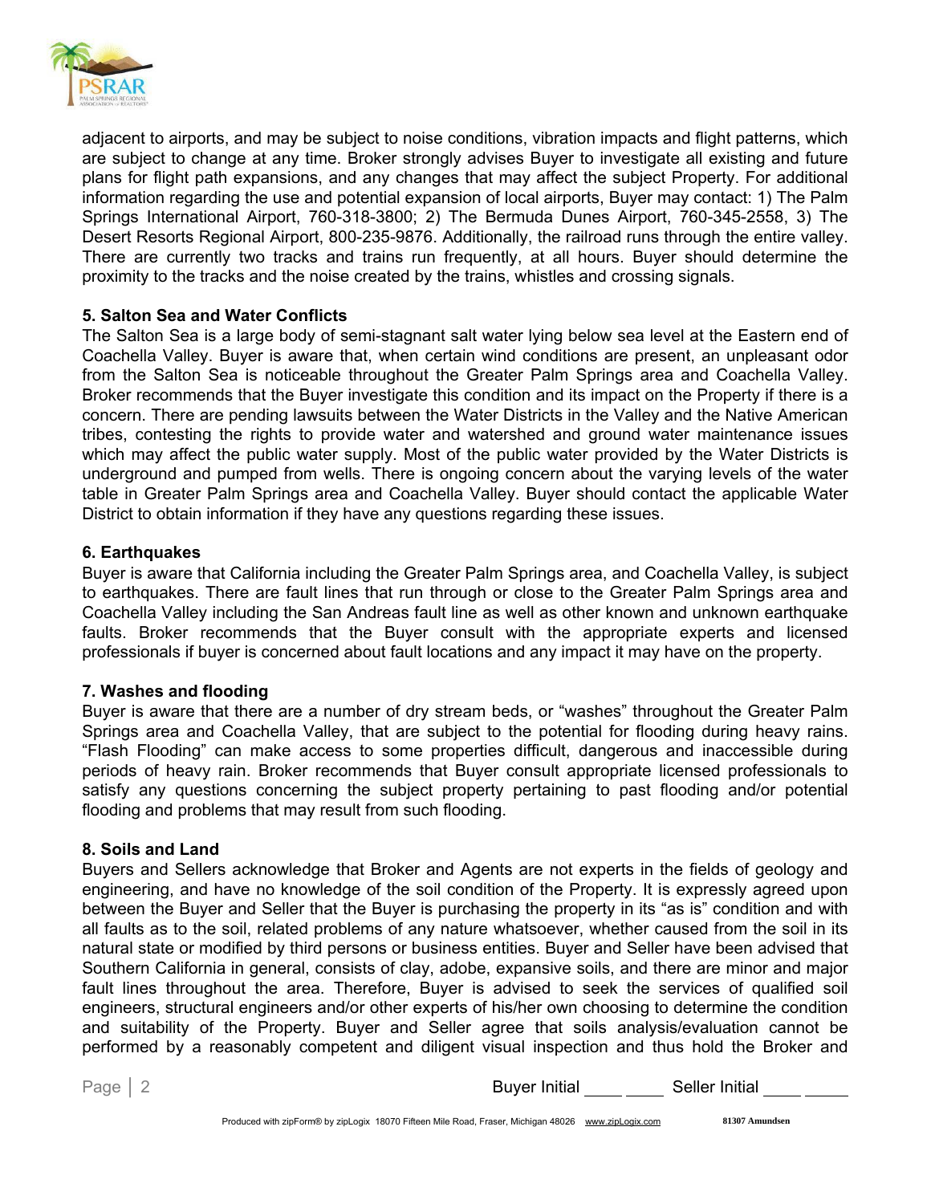adjacent to airports, and may be subject to noise conditions, vibration impacts and flight patterns, which are subject to change at any time. Broker strongly advises Buyer to investigate all existing and future plans for flight path expansions, and any changes that may affect the subject Property. For additional information regarding the use and potential expansion of local airports, Buyer may contact: 1) The Palm Springs International Airport, 760-318-3800; 2) The Bermuda Dunes Airport, 760-345-2558, 3) The Desert Resorts Regional Airport, 800-235-9876. Additionally, the railroad runs through the entire valley. There are currently two tracks and trains run frequently, at all hours. Buyer should determine the proximity to the tracks and the noise created by the trains, whistles and crossing signals.

**5. Salton Sea and Water Conflicts**

The Salton Sea is a large body of semi-stagnant salt water lying below sea level at the Eastern end of Coachella Valley. Buyer is aware that, when certain wind conditions are present, an unpleasant odor from the Salton Sea is noticeable throughout the Greater Palm Springs area and Coachella Valley. Broker recommends that the Buyer investigate this condition and its impact on the Property if there is a concern. There are pending lawsuits between the Water Districts in the Valley and the Native American tribes, contesting the rights to provide water and watershed and ground water maintenance issues which may affect the public water supply. Most of the public water provided by the Water Districts is underground and pumped from wells. There is ongoing concern about the varying levels of the water table in Greater Palm Springs area and Coachella Valley. Buyer should contact the applicable Water District to obtain information if they have any questions regarding these issues.

**6. Earthquakes**

Buyer is aware that California including the Greater Palm Springs area, and Coachella Valley, is subject to earthquakes. There are fault lines that run through or close to the Greater Palm Springs area and Coachella Valley including the San Andreas fault line as well as other known and unknown earthquake faults. Broker recommends that the Buyer consult with the appropriate experts and licensed professionals if buyer is concerned about fault locations and any impact it may have on the property.

**7. Washes and flooding**

Buyer is aware that there are a number of dry stream beds, or "washes" throughout the Greater Palm Springs area and Coachella Valley, that are subject to the potential for flooding during heavy rains. "Flash Flooding" can make access to some properties difficult, dangerous and inaccessible during periods of heavy rain. Broker recommends that Buyer consult appropriate licensed professionals to satisfy any questions concerning the subject property pertaining to past flooding and/or potential flooding and problems that may result from such flooding.

**8. Soils and Land**

Buyers and Sellers acknowledge that Broker and Agents are not experts in the fields of geology and engineering, and have no knowledge of the soil condition of the Property. It is expressly agreed upon between the Buyer and Seller that the Buyer is purchasing the property in its "as is" condition and with all faults as to the soil, related problems of any nature whatsoever, whether caused from the soil in its natural state or modified by third persons or business entities. Buyer and Seller have been advised that Southern California in general, consists of clay, adobe, expansive soils, and there are minor and major fault lines throughout the area. Therefore, Buyer is advised to seek the services of qualified soil engineers, structural engineers and/or other experts of his/her own choosing to determine the condition and suitability of the Property. Buyer and Seller agree that soils analysis/evaluation cannot be performed by a reasonably competent and diligent visual inspection and thus hold the Broker and

Buyer Initial ____ ____ Seller Initial ____ ____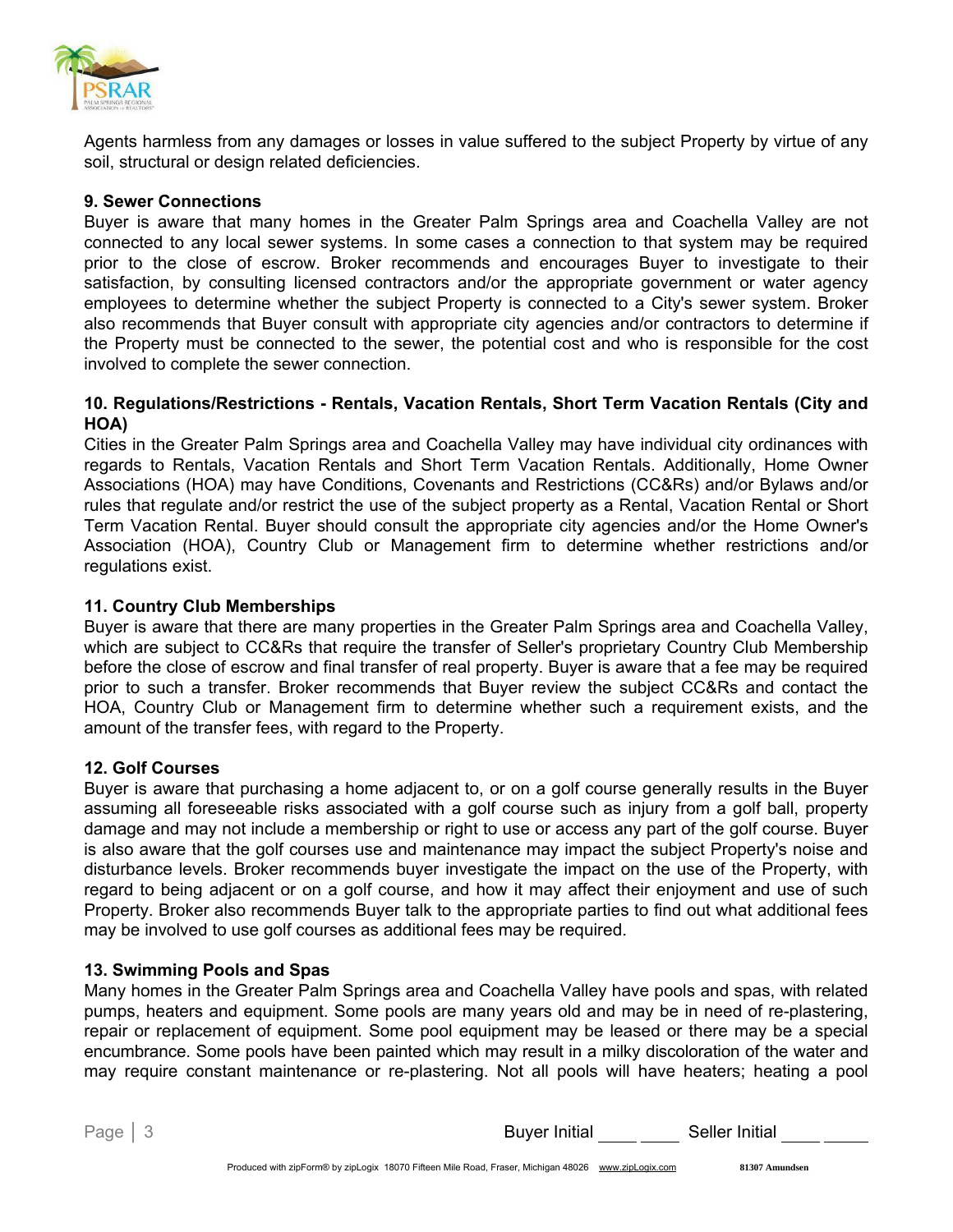Agents harmless from any damages or losses in value suffered to the subject Property by virtue of any soil, structural or design related deficiencies.

**9. Sewer Connections**

Buyer is aware that many homes in the Greater Palm Springs area and Coachella Valley are not connected to any local sewer systems. In some cases a connection to that system may be required prior to the close of escrow. Broker recommends and encourages Buyer to investigate to their satisfaction, by consulting licensed contractors and/or the appropriate government or water agency employees to determine whether the subject Property is connected to a City's sewer system. Broker also recommends that Buyer consult with appropriate city agencies and/or contractors to determine if the Property must be connected to the sewer, the potential cost and who is responsible for the cost involved to complete the sewer connection.

**10. Regulations/Restrictions - Rentals, Vacation Rentals, Short Term Vacation Rentals (City and HOA)**

Cities in the Greater Palm Springs area and Coachella Valley may have individual city ordinances with regards to Rentals, Vacation Rentals and Short Term Vacation Rentals. Additionally, Home Owner Associations (HOA) may have Conditions, Covenants and Restrictions (CC&Rs) and/or Bylaws and/or rules that regulate and/or restrict the use of the subject property as a Rental, Vacation Rental or Short Term Vacation Rental. Buyer should consult the appropriate city agencies and/or the Home Owner's Association (HOA), Country Club or Management firm to determine whether restrictions and/or regulations exist.

**11. Country Club Memberships**

Buyer is aware that there are many properties in the Greater Palm Springs area and Coachella Valley, which are subject to CC&Rs that require the transfer of Seller's proprietary Country Club Membership before the close of escrow and final transfer of real property. Buyer is aware that a fee may be required prior to such a transfer. Broker recommends that Buyer review the subject CC&Rs and contact the HOA, Country Club or Management firm to determine whether such a requirement exists, and the amount of the transfer fees, with regard to the Property.

**12. Golf Courses**

Buyer is aware that purchasing a home adjacent to, or on a golf course generally results in the Buyer assuming all foreseeable risks associated with a golf course such as injury from a golf ball, property damage and may not include a membership or right to use or access any part of the golf course. Buyer is also aware that the golf courses use and maintenance may impact the subject Property's noise and disturbance levels. Broker recommends buyer investigate the impact on the use of the Property, with regard to being adjacent or on a golf course, and how it may affect their enjoyment and use of such Property. Broker also recommends Buyer talk to the appropriate parties to find out what additional fees may be involved to use golf courses as additional fees may be required.

**13. Swimming Pools and Spas**

Many homes in the Greater Palm Springs area and Coachella Valley have pools and spas, with related pumps, heaters and equipment. Some pools are many years old and may be in need of re-plastering, repair or replacement of equipment. Some pool equipment may be leased or there may be a special encumbrance. Some pools have been painted which may result in a milky discoloration of the water and may require constant maintenance or re-plastering. Not all pools will have heaters; heating a pool

Buyer Initial ____ ____ Seller Initial ____ ____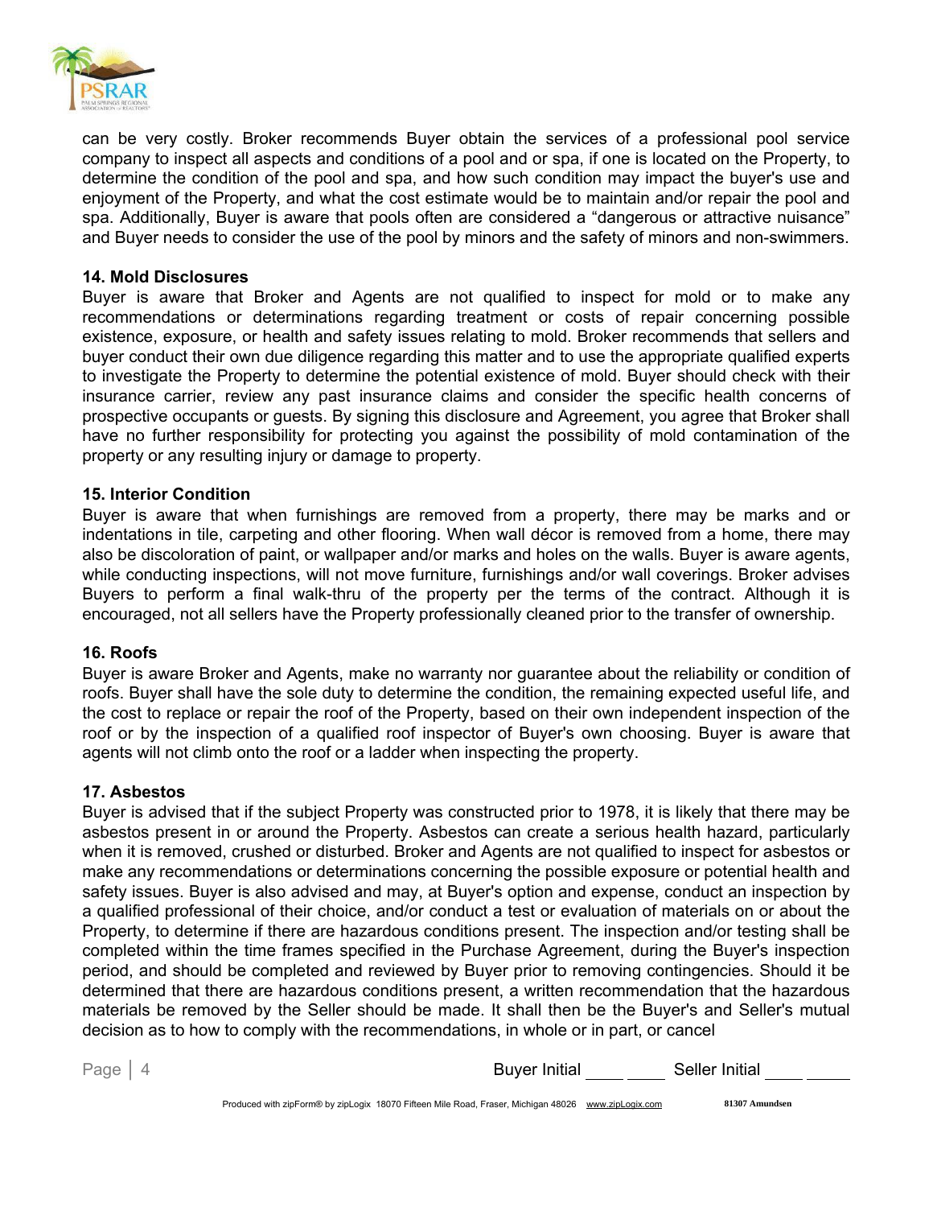can be very costly. Broker recommends Buyer obtain the services of a professional pool service company to inspect all aspects and conditions of a pool and or spa, if one is located on the Property, to determine the condition of the pool and spa, and how such condition may impact the buyer's use and enjoyment of the Property, and what the cost estimate would be to maintain and/or repair the pool and spa. Additionally, Buyer is aware that pools often are considered a "dangerous or attractive nuisance" and Buyer needs to consider the use of the pool by minors and the safety of minors and non-swimmers.

**14. Mold Disclosures**

Buyer is aware that Broker and Agents are not qualified to inspect for mold or to make any recommendations or determinations regarding treatment or costs of repair concerning possible existence, exposure, or health and safety issues relating to mold. Broker recommends that sellers and buyer conduct their own due diligence regarding this matter and to use the appropriate qualified experts to investigate the Property to determine the potential existence of mold. Buyer should check with their insurance carrier, review any past insurance claims and consider the specific health concerns of prospective occupants or guests. By signing this disclosure and Agreement, you agree that Broker shall have no further responsibility for protecting you against the possibility of mold contamination of the property or any resulting injury or damage to property.

**15. Interior Condition**

Buyer is aware that when furnishings are removed from a property, there may be marks and or indentations in tile, carpeting and other flooring. When wall décor is removed from a home, there may also be discoloration of paint, or wallpaper and/or marks and holes on the walls. Buyer is aware agents, while conducting inspections, will not move furniture, furnishings and/or wall coverings. Broker advises Buyers to perform a final walk-thru of the property per the terms of the contract. Although it is encouraged, not all sellers have the Property professionally cleaned prior to the transfer of ownership.

**16. Roofs**

Buyer is aware Broker and Agents, make no warranty nor guarantee about the reliability or condition of roofs. Buyer shall have the sole duty to determine the condition, the remaining expected useful life, and the cost to replace or repair the roof of the Property, based on their own independent inspection of the roof or by the inspection of a qualified roof inspector of Buyer's own choosing. Buyer is aware that agents will not climb onto the roof or a ladder when inspecting the property.

**17. Asbestos**

Buyer is advised that if the subject Property was constructed prior to 1978, it is likely that there may be asbestos present in or around the Property. Asbestos can create a serious health hazard, particularly when it is removed, crushed or disturbed. Broker and Agents are not qualified to inspect for asbestos or make any recommendations or determinations concerning the possible exposure or potential health and safety issues. Buyer is also advised and may, at Buyer's option and expense, conduct an inspection by a qualified professional of their choice, and/or conduct a test or evaluation of materials on or about the Property, to determine if there are hazardous conditions present. The inspection and/or testing shall be completed within the time frames specified in the Purchase Agreement, during the Buyer's inspection period, and should be completed and reviewed by Buyer prior to removing contingencies. Should it be determined that there are hazardous conditions present, a written recommendation that the hazardous materials be removed by the Seller should be made. It shall then be the Buyer's and Seller's mutual decision as to how to comply with the recommendations, in whole or in part, or cancel

Buyer Initial ____ ____ Seller Initial ____ ____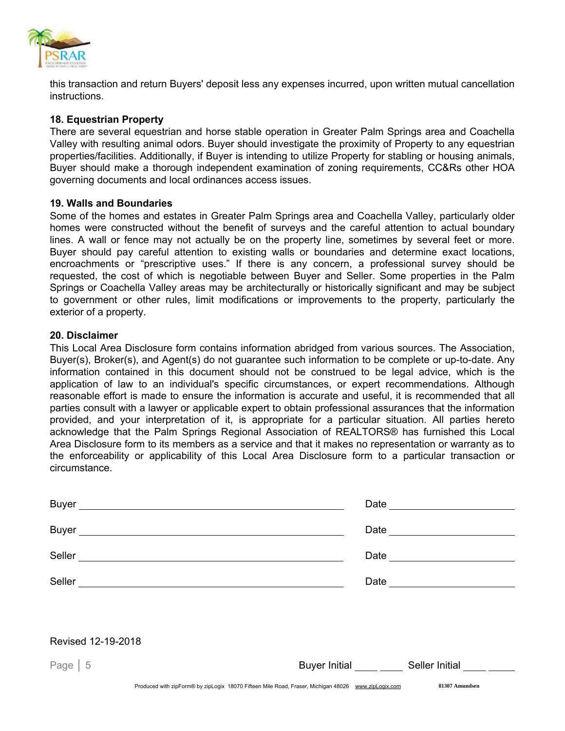this transaction and return Buyers' deposit less any expenses incurred, upon written mutual cancellation instructions.

**18. Equestrian Property**

There are several equestrian and horse stable operation in Greater Palm Springs area and Coachella Valley with resulting animal odors. Buyer should investigate the proximity of Property to any equestrian properties/facilities. Additionally, if Buyer is intending to utilize Property for stabling or housing animals, Buyer should make a thorough independent examination of zoning requirements, CC&Rs other HOA governing documents and local ordinances access issues.

**19. Walls and Boundaries**

Some of the homes and estates in Greater Palm Springs area and Coachella Valley, particularly older homes were constructed without the benefit of surveys and the careful attention to actual boundary lines. A wall or fence may not actually be on the property line, sometimes by several feet or more. Buyer should pay careful attention to existing walls or boundaries and determine exact locations, encroachments or "prescriptive uses." If there is any concern, a professional survey should be requested, the cost of which is negotiable between Buyer and Seller. Some properties in the Palm Springs or Coachella Valley areas may be architecturally or historically significant and may be subject to government or other rules, limit modifications or improvements to the property, particularly the exterior of a property.

**20. Disclaimer**

This Local Area Disclosure form contains information abridged from various sources. The Association, Buyer(s), Broker(s), and Agent(s) do not guarantee such information to be complete or up-to-date. Any information contained in this document should not be construed to be legal advice, which is the application of law to an individual's specific circumstances, or expert recommendations. Although reasonable effort is made to ensure the information is accurate and useful, it is recommended that all parties consult with a lawyer or applicable expert to obtain professional assurances that the information provided, and your interpretation of it, is appropriate for a particular situation. All parties hereto acknowledge that the Palm Springs Regional Association of REALTORS® has furnished this Local Area Disclosure form to its members as a service and that it makes no representation or warranty as to the enforceability or applicability of this Local Area Disclosure form to a particular transaction or circumstance.

Buyer ______________________________ Date ______________

Buyer ______________________________ Date ______________

Seller ______________________________ Date ______________

Seller ______________________________ Date ______________

Revised 12-19-2018

Buyer Initial ____ ____ Seller Initial ____ ____

Produced with zipForm® by zipLogix 18070 Fifteen Mile Road, Fraser, Michigan 48026 www.zipLogix.com 81307 Amundsen